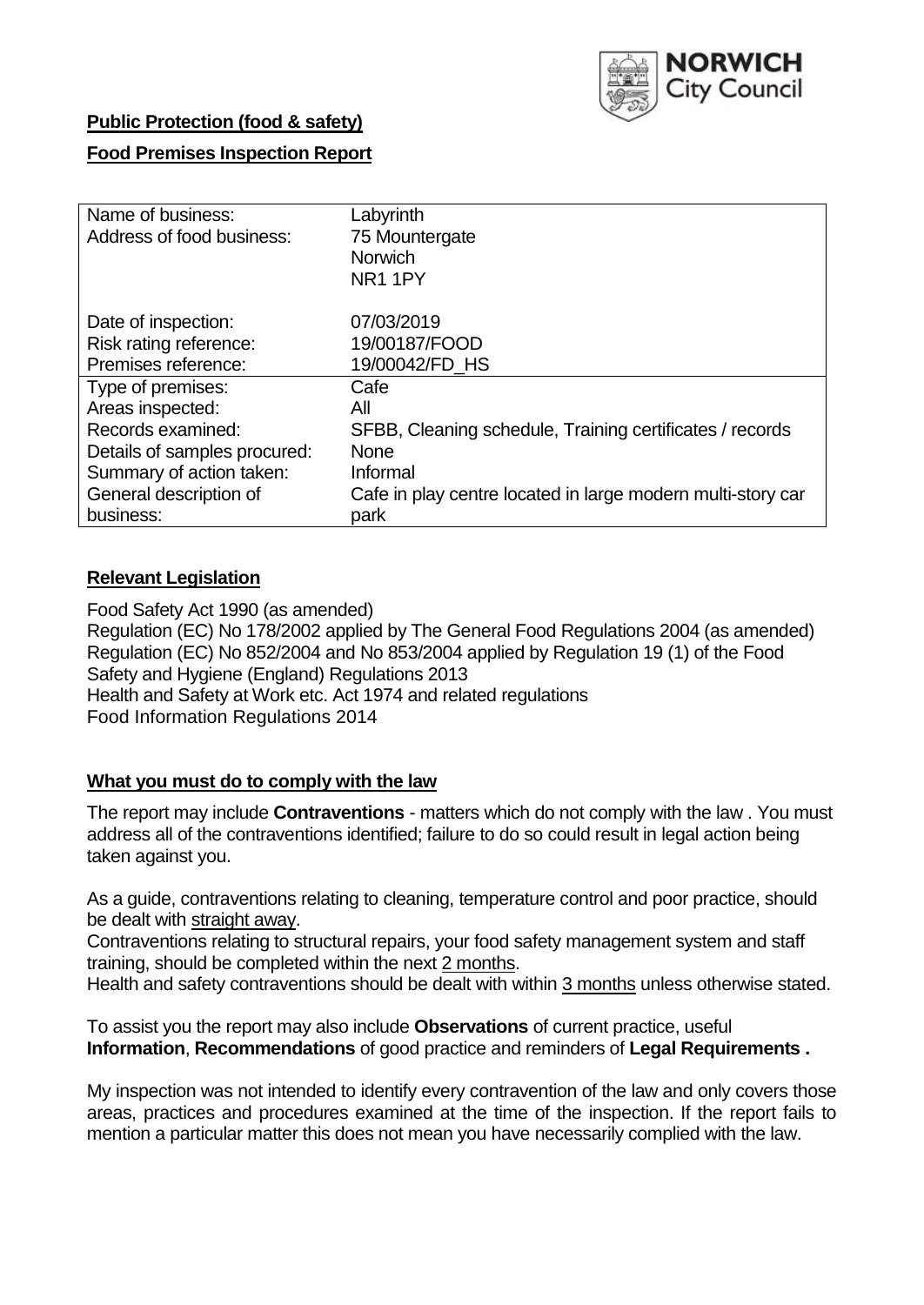NORWICH City Council

**Public Protection (food & safety)**

**Food Premises Inspection Report**

| | |
|---|---|
| Name of business: | Labyrinth |
| Address of food business: | 75 Mountergate<br>Norwich<br>NR1 1PY |
| Date of inspection: | 07/03/2019 |
| Risk rating reference: | 19/00187/FOOD |
| Premises reference: | 19/00042/FD_HS |
| Type of premises: | Cafe |
| Areas inspected: | All |
| Records examined: | SFBB, Cleaning schedule, Training certificates / records |
| Details of samples procured: | None |
| Summary of action taken: | Informal |
| General description of business: | Cafe in play centre located in large modern multi-story car park |

## Relevant Legislation

Food Safety Act 1990 (as amended)
Regulation (EC) No 178/2002 applied by The General Food Regulations 2004 (as amended)
Regulation (EC) No 852/2004 and No 853/2004 applied by Regulation 19 (1) of the Food Safety and Hygiene (England) Regulations 2013
Health and Safety at Work etc. Act 1974 and related regulations
Food Information Regulations 2014

## What you must do to comply with the law

The report may include **Contraventions** - matters which do not comply with the law . You must address all of the contraventions identified; failure to do so could result in legal action being taken against you.

As a guide, contraventions relating to cleaning, temperature control and poor practice, should be dealt with straight away.
Contraventions relating to structural repairs, your food safety management system and staff training, should be completed within the next 2 months.
Health and safety contraventions should be dealt with within 3 months unless otherwise stated.

To assist you the report may also include **Observations** of current practice, useful **Information**, **Recommendations** of good practice and reminders of **Legal Requirements .**

My inspection was not intended to identify every contravention of the law and only covers those areas, practices and procedures examined at the time of the inspection. If the report fails to mention a particular matter this does not mean you have necessarily complied with the law.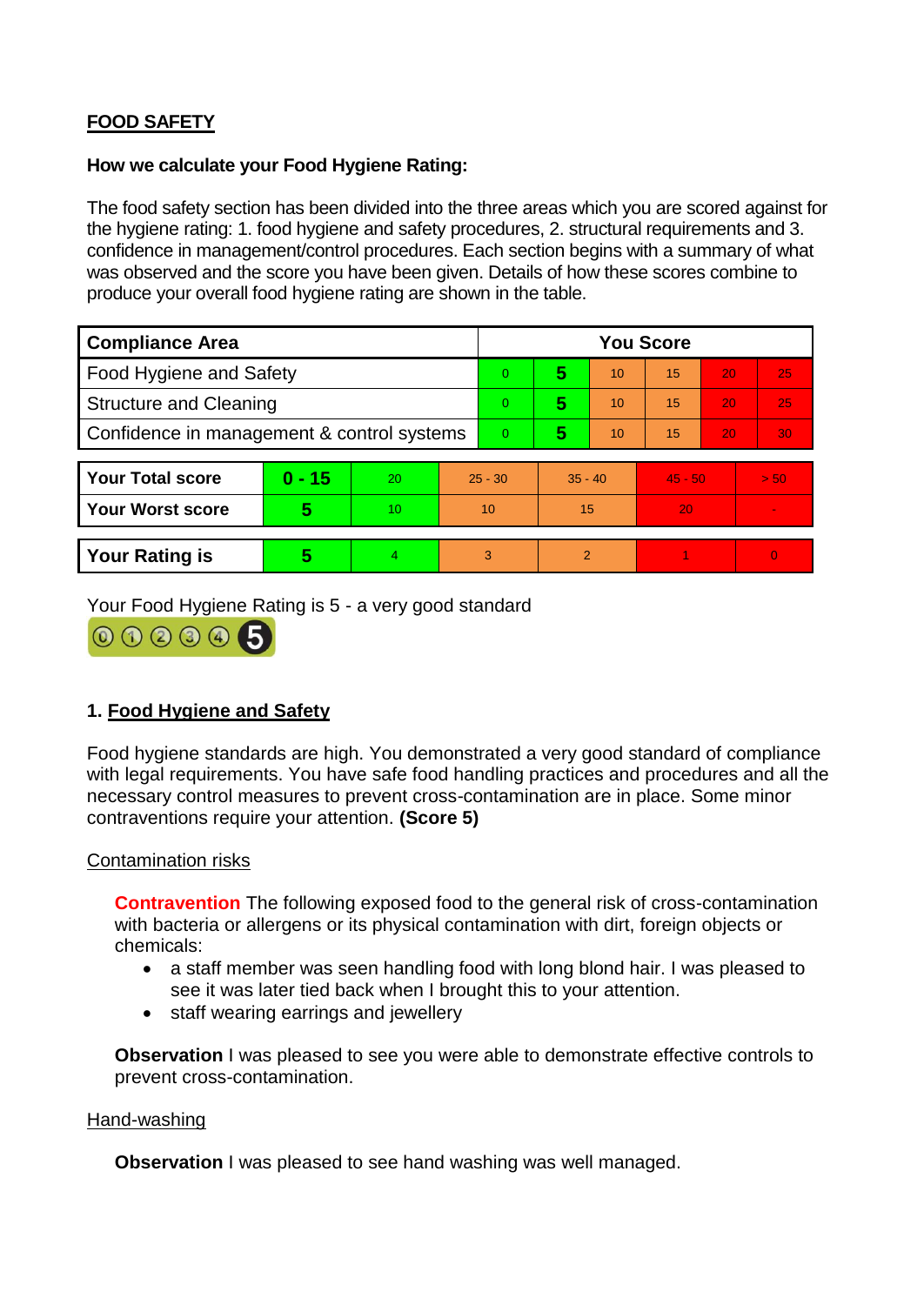## FOOD SAFETY

**How we calculate your Food Hygiene Rating:**

The food safety section has been divided into the three areas which you are scored against for the hygiene rating: 1. food hygiene and safety procedures, 2. structural requirements and 3. confidence in management/control procedures. Each section begins with a summary of what was observed and the score you have been given. Details of how these scores combine to produce your overall food hygiene rating are shown in the table.

| Compliance Area | You Score | | | | | |
|---|---|---|---|---|---|---|
| Food Hygiene and Safety | 0 | **5** | 10 | 15 | 20 | 25 |
| Structure and Cleaning | 0 | **5** | 10 | 15 | 20 | 25 |
| Confidence in management & control systems | 0 | **5** | 10 | 15 | 20 | 30 |

| | | | | | | |
|---|---|---|---|---|---|---|
| **Your Total score** | **0 - 15** | 20 | 25 - 30 | 35 - 40 | 45 - 50 | > 50 |
| **Your Worst score** | **5** | 10 | 10 | 15 | 20 | - |
| **Your Rating is** | **5** | 4 | 3 | 2 | 1 | 0 |

Your Food Hygiene Rating is 5 - a very good standard

### 1. Food Hygiene and Safety

Food hygiene standards are high. You demonstrated a very good standard of compliance with legal requirements. You have safe food handling practices and procedures and all the necessary control measures to prevent cross-contamination are in place. Some minor contraventions require your attention. **(Score 5)**

Contamination risks

**Contravention** The following exposed food to the general risk of cross-contamination with bacteria or allergens or its physical contamination with dirt, foreign objects or chemicals:

- a staff member was seen handling food with long blond hair. I was pleased to see it was later tied back when I brought this to your attention.
- staff wearing earrings and jewellery

**Observation** I was pleased to see you were able to demonstrate effective controls to prevent cross-contamination.

Hand-washing

**Observation** I was pleased to see hand washing was well managed.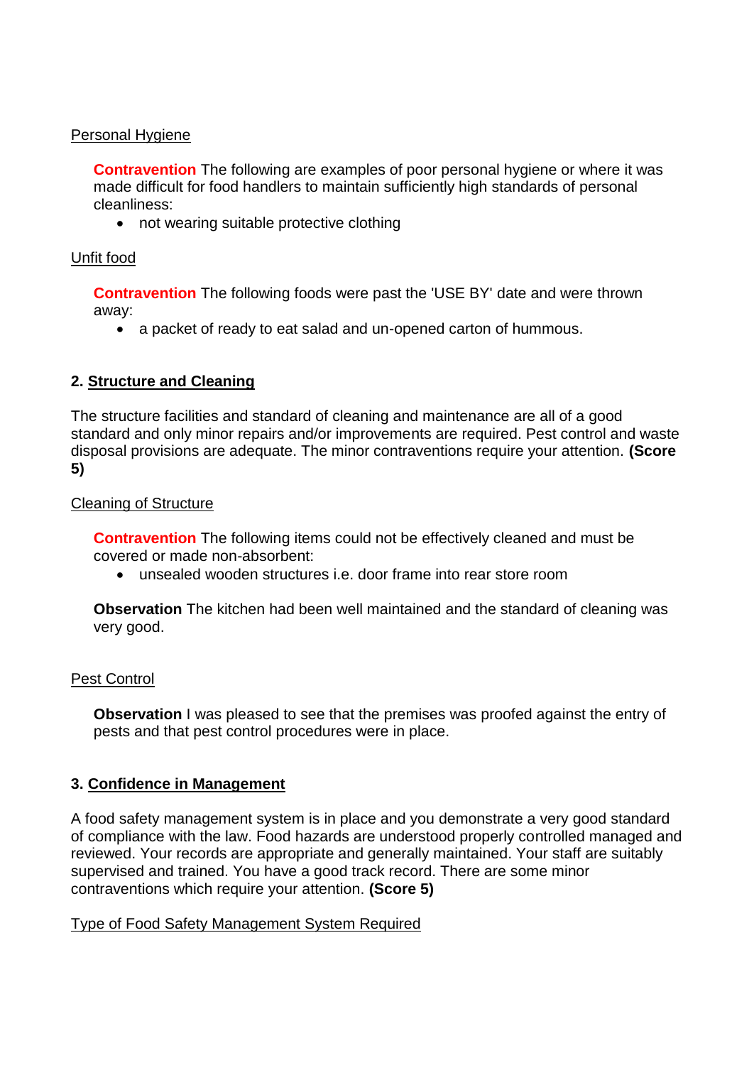Personal Hygiene

**Contravention** The following are examples of poor personal hygiene or where it was made difficult for food handlers to maintain sufficiently high standards of personal cleanliness:

- not wearing suitable protective clothing

Unfit food

**Contravention** The following foods were past the 'USE BY' date and were thrown away:

- a packet of ready to eat salad and un-opened carton of hummous.

## 2. Structure and Cleaning

The structure facilities and standard of cleaning and maintenance are all of a good standard and only minor repairs and/or improvements are required. Pest control and waste disposal provisions are adequate. The minor contraventions require your attention. **(Score 5)**

Cleaning of Structure

**Contravention** The following items could not be effectively cleaned and must be covered or made non-absorbent:

- unsealed wooden structures i.e. door frame into rear store room

**Observation** The kitchen had been well maintained and the standard of cleaning was very good.

Pest Control

**Observation** I was pleased to see that the premises was proofed against the entry of pests and that pest control procedures were in place.

## 3. Confidence in Management

A food safety management system is in place and you demonstrate a very good standard of compliance with the law. Food hazards are understood properly controlled managed and reviewed. Your records are appropriate and generally maintained. Your staff are suitably supervised and trained. You have a good track record. There are some minor contraventions which require your attention. **(Score 5)**

Type of Food Safety Management System Required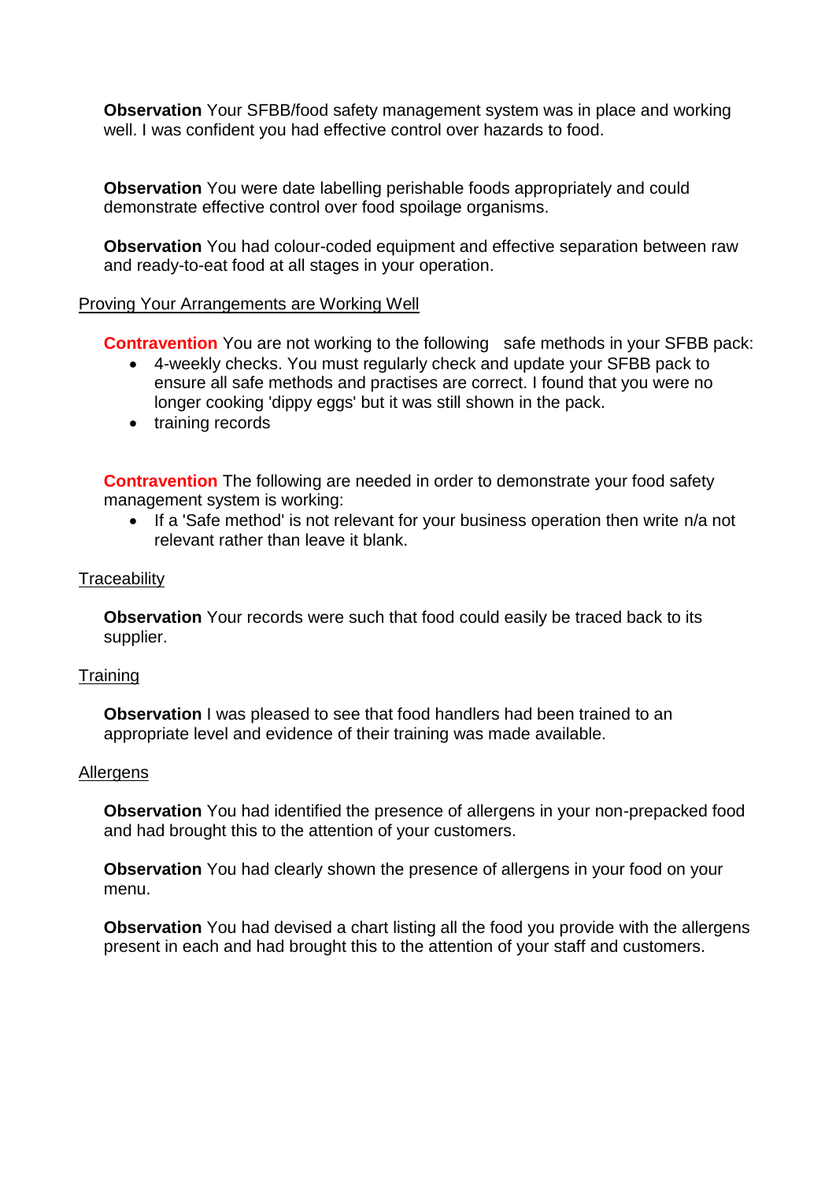**Observation** Your SFBB/food safety management system was in place and working well. I was confident you had effective control over hazards to food.

**Observation** You were date labelling perishable foods appropriately and could demonstrate effective control over food spoilage organisms.

**Observation** You had colour-coded equipment and effective separation between raw and ready-to-eat food at all stages in your operation.

Proving Your Arrangements are Working Well

**Contravention** You are not working to the following safe methods in your SFBB pack:

- 4-weekly checks. You must regularly check and update your SFBB pack to ensure all safe methods and practises are correct. I found that you were no longer cooking 'dippy eggs' but it was still shown in the pack.
- training records

**Contravention** The following are needed in order to demonstrate your food safety management system is working:

- If a 'Safe method' is not relevant for your business operation then write n/a not relevant rather than leave it blank.

Traceability

**Observation** Your records were such that food could easily be traced back to its supplier.

Training

**Observation** I was pleased to see that food handlers had been trained to an appropriate level and evidence of their training was made available.

Allergens

**Observation** You had identified the presence of allergens in your non-prepacked food and had brought this to the attention of your customers.

**Observation** You had clearly shown the presence of allergens in your food on your menu.

**Observation** You had devised a chart listing all the food you provide with the allergens present in each and had brought this to the attention of your staff and customers.